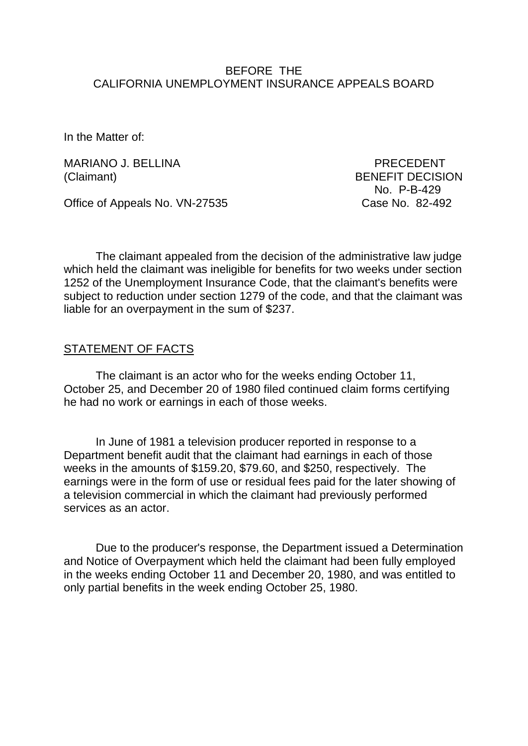BEFORE THE
CALIFORNIA UNEMPLOYMENT INSURANCE APPEALS BOARD

In the Matter of:

MARIANO J. BELLINA
(Claimant)

PRECEDENT
BENEFIT DECISION
No. P-B-429
Case No. 82-492

Office of Appeals No. VN-27535

The claimant appealed from the decision of the administrative law judge which held the claimant was ineligible for benefits for two weeks under section 1252 of the Unemployment Insurance Code, that the claimant's benefits were subject to reduction under section 1279 of the code, and that the claimant was liable for an overpayment in the sum of $237.

## STATEMENT OF FACTS

The claimant is an actor who for the weeks ending October 11, October 25, and December 20 of 1980 filed continued claim forms certifying he had no work or earnings in each of those weeks.

In June of 1981 a television producer reported in response to a Department benefit audit that the claimant had earnings in each of those weeks in the amounts of $159.20, $79.60, and $250, respectively. The earnings were in the form of use or residual fees paid for the later showing of a television commercial in which the claimant had previously performed services as an actor.

Due to the producer's response, the Department issued a Determination and Notice of Overpayment which held the claimant had been fully employed in the weeks ending October 11 and December 20, 1980, and was entitled to only partial benefits in the week ending October 25, 1980.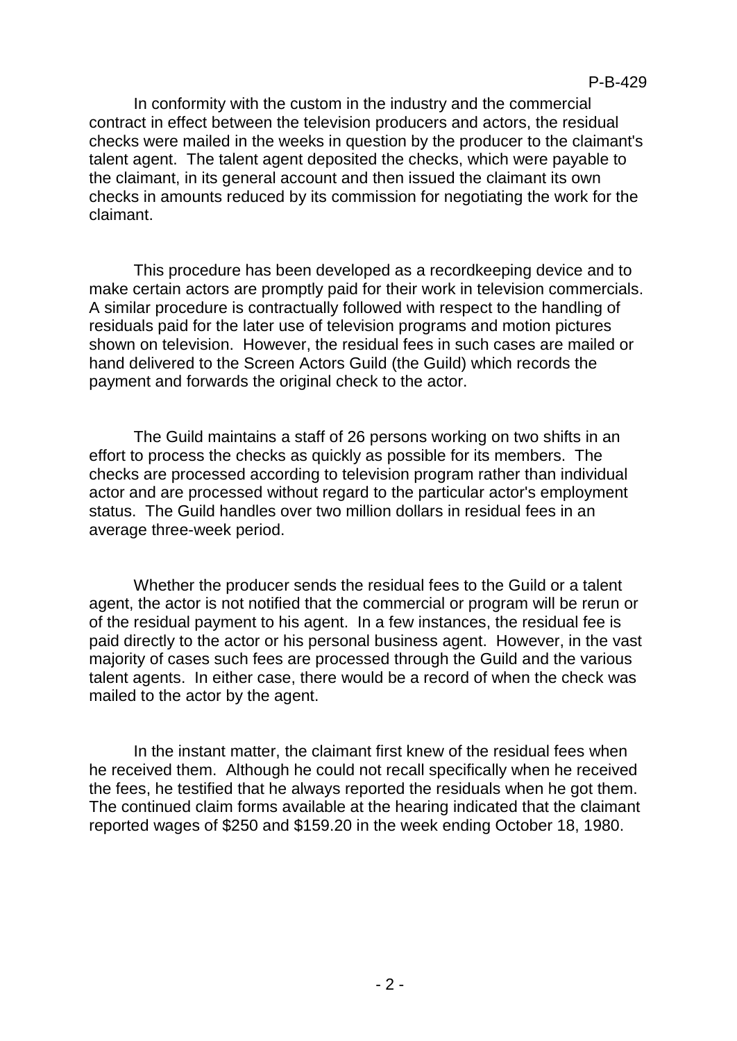In conformity with the custom in the industry and the commercial contract in effect between the television producers and actors, the residual checks were mailed in the weeks in question by the producer to the claimant's talent agent. The talent agent deposited the checks, which were payable to the claimant, in its general account and then issued the claimant its own checks in amounts reduced by its commission for negotiating the work for the claimant.

This procedure has been developed as a recordkeeping device and to make certain actors are promptly paid for their work in television commercials. A similar procedure is contractually followed with respect to the handling of residuals paid for the later use of television programs and motion pictures shown on television. However, the residual fees in such cases are mailed or hand delivered to the Screen Actors Guild (the Guild) which records the payment and forwards the original check to the actor.

The Guild maintains a staff of 26 persons working on two shifts in an effort to process the checks as quickly as possible for its members. The checks are processed according to television program rather than individual actor and are processed without regard to the particular actor's employment status. The Guild handles over two million dollars in residual fees in an average three-week period.

Whether the producer sends the residual fees to the Guild or a talent agent, the actor is not notified that the commercial or program will be rerun or of the residual payment to his agent. In a few instances, the residual fee is paid directly to the actor or his personal business agent. However, in the vast majority of cases such fees are processed through the Guild and the various talent agents. In either case, there would be a record of when the check was mailed to the actor by the agent.

In the instant matter, the claimant first knew of the residual fees when he received them. Although he could not recall specifically when he received the fees, he testified that he always reported the residuals when he got them. The continued claim forms available at the hearing indicated that the claimant reported wages of $250 and $159.20 in the week ending October 18, 1980.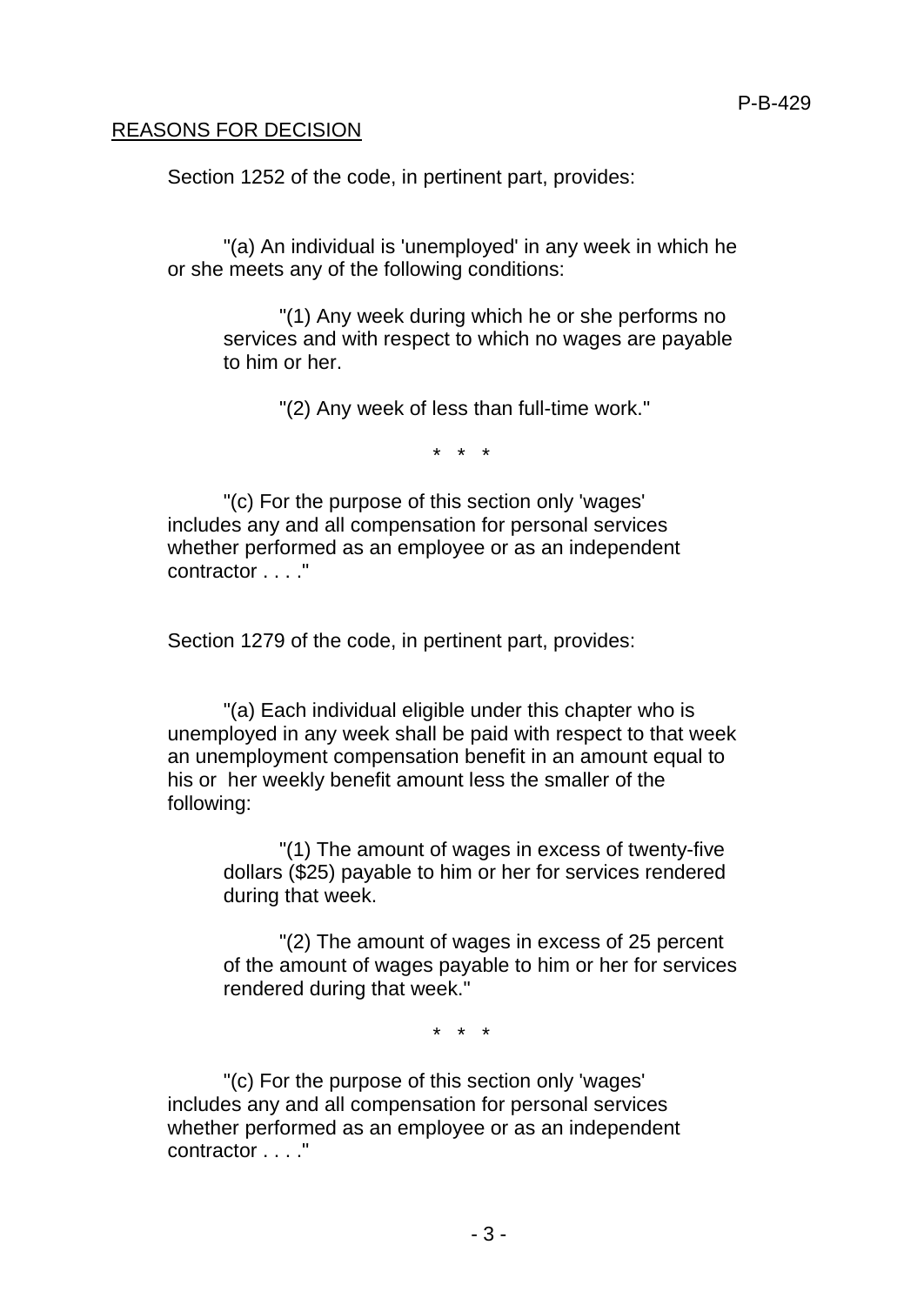REASONS FOR DECISION

Section 1252 of the code, in pertinent part, provides:

"(a) An individual is 'unemployed' in any week in which he or she meets any of the following conditions:

> "(1) Any week during which he or she performs no services and with respect to which no wages are payable to him or her.
>
> "(2) Any week of less than full-time work."

\* \* \*

"(c) For the purpose of this section only 'wages' includes any and all compensation for personal services whether performed as an employee or as an independent contractor . . . ."

Section 1279 of the code, in pertinent part, provides:

"(a) Each individual eligible under this chapter who is unemployed in any week shall be paid with respect to that week an unemployment compensation benefit in an amount equal to his or her weekly benefit amount less the smaller of the following:

> "(1) The amount of wages in excess of twenty-five dollars ($25) payable to him or her for services rendered during that week.
>
> "(2) The amount of wages in excess of 25 percent of the amount of wages payable to him or her for services rendered during that week."

\* \* \*

"(c) For the purpose of this section only 'wages' includes any and all compensation for personal services whether performed as an employee or as an independent contractor . . . ."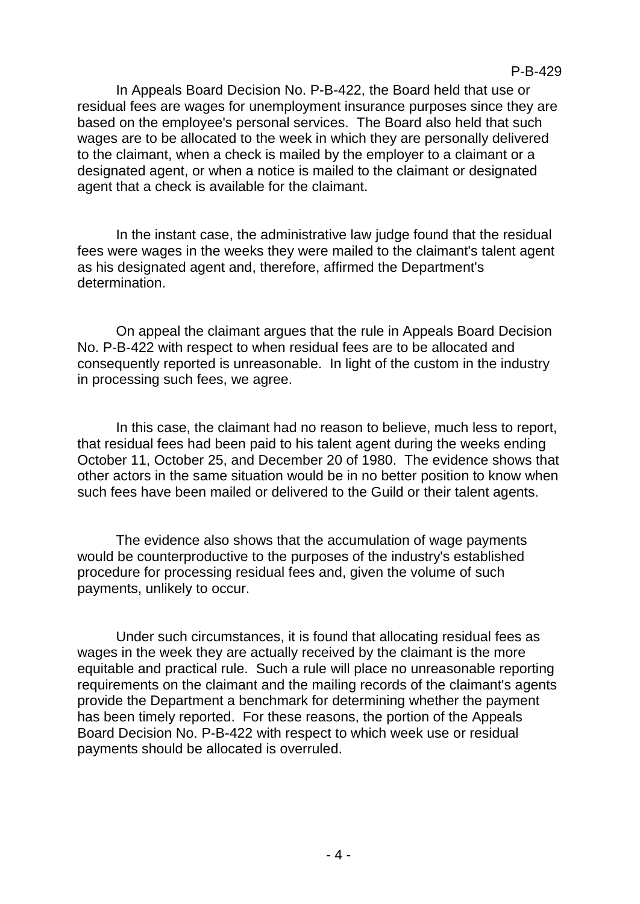In Appeals Board Decision No. P-B-422, the Board held that use or residual fees are wages for unemployment insurance purposes since they are based on the employee's personal services. The Board also held that such wages are to be allocated to the week in which they are personally delivered to the claimant, when a check is mailed by the employer to a claimant or a designated agent, or when a notice is mailed to the claimant or designated agent that a check is available for the claimant.

In the instant case, the administrative law judge found that the residual fees were wages in the weeks they were mailed to the claimant's talent agent as his designated agent and, therefore, affirmed the Department's determination.

On appeal the claimant argues that the rule in Appeals Board Decision No. P-B-422 with respect to when residual fees are to be allocated and consequently reported is unreasonable. In light of the custom in the industry in processing such fees, we agree.

In this case, the claimant had no reason to believe, much less to report, that residual fees had been paid to his talent agent during the weeks ending October 11, October 25, and December 20 of 1980. The evidence shows that other actors in the same situation would be in no better position to know when such fees have been mailed or delivered to the Guild or their talent agents.

The evidence also shows that the accumulation of wage payments would be counterproductive to the purposes of the industry's established procedure for processing residual fees and, given the volume of such payments, unlikely to occur.

Under such circumstances, it is found that allocating residual fees as wages in the week they are actually received by the claimant is the more equitable and practical rule. Such a rule will place no unreasonable reporting requirements on the claimant and the mailing records of the claimant's agents provide the Department a benchmark for determining whether the payment has been timely reported. For these reasons, the portion of the Appeals Board Decision No. P-B-422 with respect to which week use or residual payments should be allocated is overruled.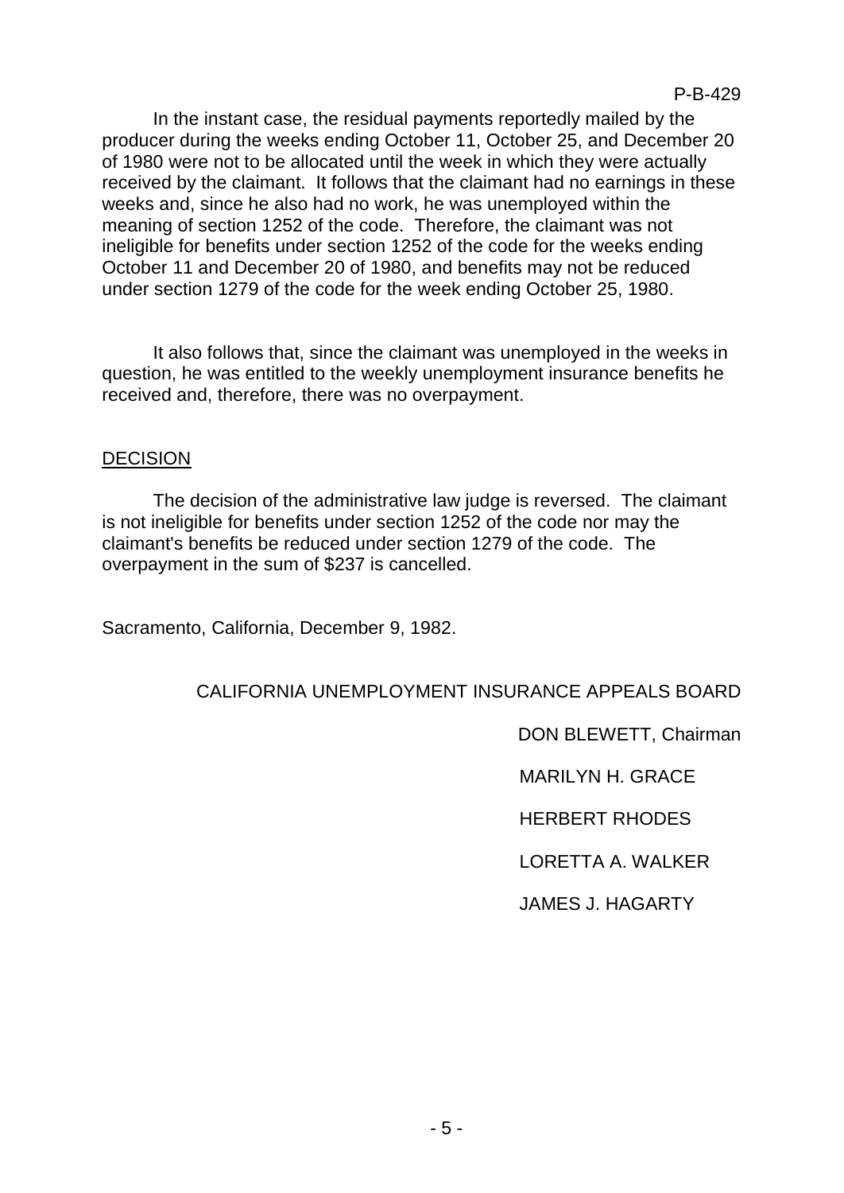In the instant case, the residual payments reportedly mailed by the producer during the weeks ending October 11, October 25, and December 20 of 1980 were not to be allocated until the week in which they were actually received by the claimant. It follows that the claimant had no earnings in these weeks and, since he also had no work, he was unemployed within the meaning of section 1252 of the code. Therefore, the claimant was not ineligible for benefits under section 1252 of the code for the weeks ending October 11 and December 20 of 1980, and benefits may not be reduced under section 1279 of the code for the week ending October 25, 1980.

It also follows that, since the claimant was unemployed in the weeks in question, he was entitled to the weekly unemployment insurance benefits he received and, therefore, there was no overpayment.

## DECISION

The decision of the administrative law judge is reversed. The claimant is not ineligible for benefits under section 1252 of the code nor may the claimant's benefits be reduced under section 1279 of the code. The overpayment in the sum of $237 is cancelled.

Sacramento, California, December 9, 1982.

CALIFORNIA UNEMPLOYMENT INSURANCE APPEALS BOARD

DON BLEWETT, Chairman

MARILYN H. GRACE

HERBERT RHODES

LORETTA A. WALKER

JAMES J. HAGARTY